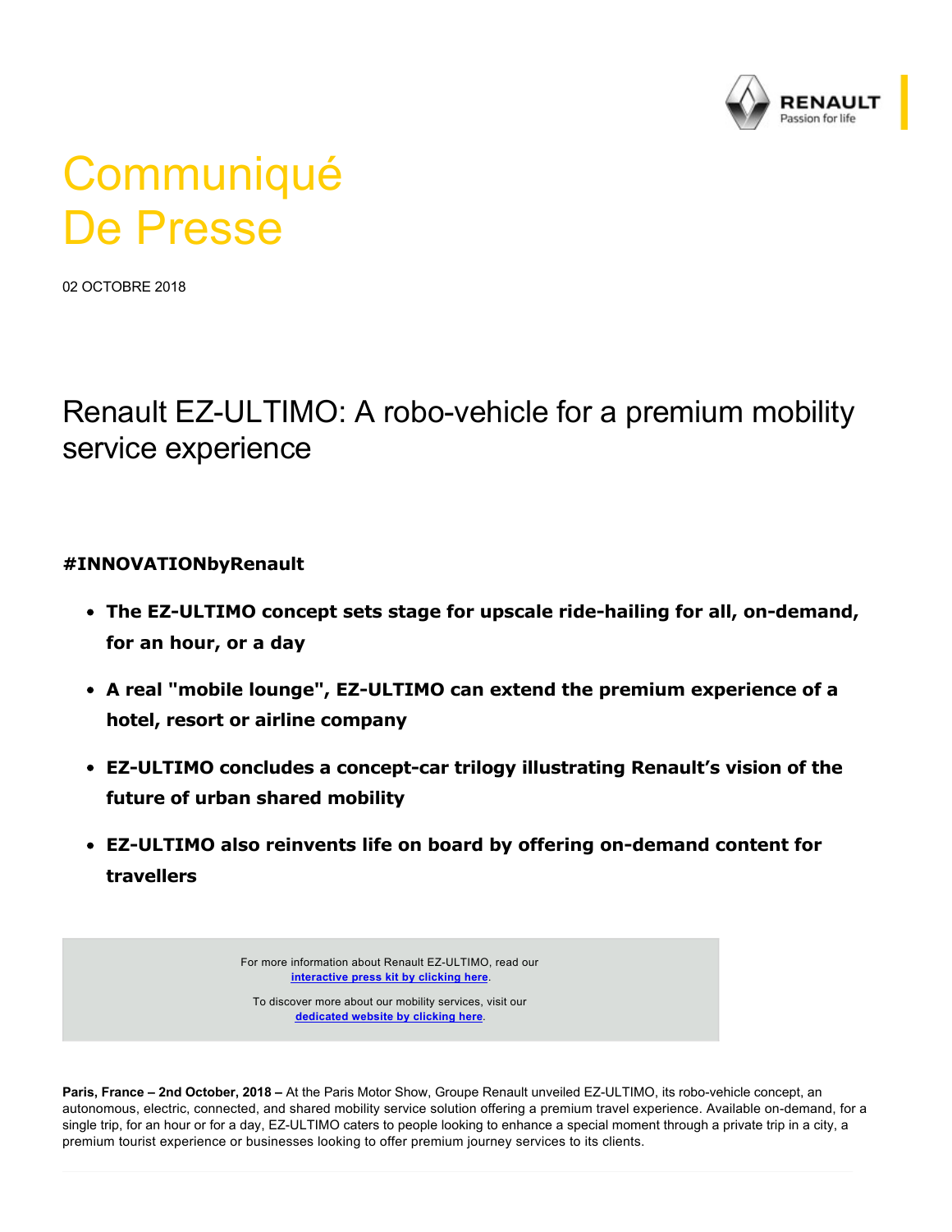# Communiqué De Presse

02 OCTOBRE 2018

## Renault EZ-ULTIMO: A robo-vehicle for a premium mobility service experience

**#INNOVATIONbyRenault**

- **The EZ-ULTIMO concept sets stage for upscale ride-hailing for all, on-demand, for an hour, or a day**
- **A real "mobile lounge", EZ-ULTIMO can extend the premium experience of a hotel, resort or airline company**
- **EZ-ULTIMO concludes a concept-car trilogy illustrating Renault's vision of the future of urban shared mobility**
- **EZ-ULTIMO also reinvents life on board by offering on-demand content for travellers**

For more information about Renault EZ-ULTIMO, read our **interactive press kit by clicking here**.

To discover more about our mobility services, visit our **dedicated website by clicking here**.

**Paris, France – 2nd October, 2018 –** At the Paris Motor Show, Groupe Renault unveiled EZ-ULTIMO, its robo-vehicle concept, an autonomous, electric, connected, and shared mobility service solution offering a premium travel experience. Available on-demand, for a single trip, for an hour or for a day, EZ-ULTIMO caters to people looking to enhance a special moment through a private trip in a city, a premium tourist experience or businesses looking to offer premium journey services to its clients.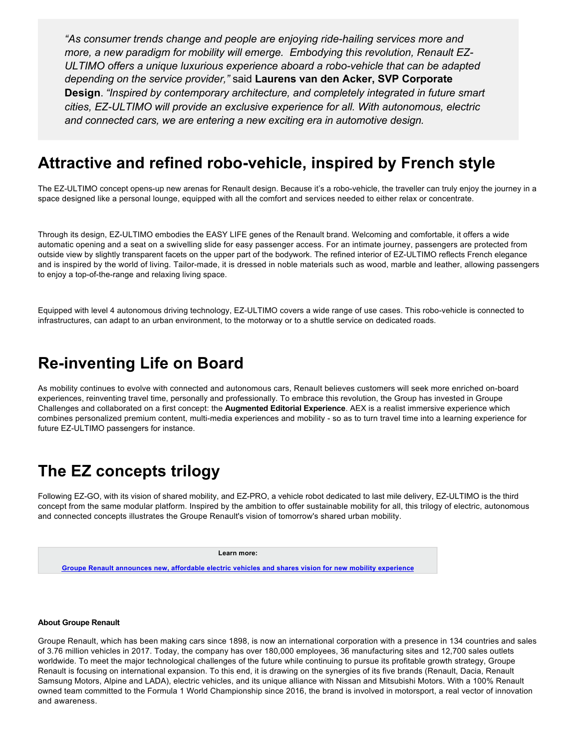*"As consumer trends change and people are enjoying ride-hailing services more and more, a new paradigm for mobility will emerge. Embodying this revolution, Renault EZ-ULTIMO offers a unique luxurious experience aboard a robo-vehicle that can be adapted depending on the service provider,"* said **Laurens van den Acker, SVP Corporate Design**. *"Inspired by contemporary architecture, and completely integrated in future smart cities, EZ-ULTIMO will provide an exclusive experience for all. With autonomous, electric and connected cars, we are entering a new exciting era in automotive design.*

## Attractive and refined robo-vehicle, inspired by French style

The EZ-ULTIMO concept opens-up new arenas for Renault design. Because it's a robo-vehicle, the traveller can truly enjoy the journey in a space designed like a personal lounge, equipped with all the comfort and services needed to either relax or concentrate.

Through its design, EZ-ULTIMO embodies the EASY LIFE genes of the Renault brand. Welcoming and comfortable, it offers a wide automatic opening and a seat on a swivelling slide for easy passenger access. For an intimate journey, passengers are protected from outside view by slightly transparent facets on the upper part of the bodywork. The refined interior of EZ-ULTIMO reflects French elegance and is inspired by the world of living. Tailor-made, it is dressed in noble materials such as wood, marble and leather, allowing passengers to enjoy a top-of-the-range and relaxing living space.

Equipped with level 4 autonomous driving technology, EZ-ULTIMO covers a wide range of use cases. This robo-vehicle is connected to infrastructures, can adapt to an urban environment, to the motorway or to a shuttle service on dedicated roads.

## Re-inventing Life on Board

As mobility continues to evolve with connected and autonomous cars, Renault believes customers will seek more enriched on-board experiences, reinventing travel time, personally and professionally. To embrace this revolution, the Group has invested in Groupe Challenges and collaborated on a first concept: the **Augmented Editorial Experience**. AEX is a realist immersive experience which combines personalized premium content, multi-media experiences and mobility - so as to turn travel time into a learning experience for future EZ-ULTIMO passengers for instance.

## The EZ concepts trilogy

Following EZ-GO, with its vision of shared mobility, and EZ-PRO, a vehicle robot dedicated to last mile delivery, EZ-ULTIMO is the third concept from the same modular platform. Inspired by the ambition to offer sustainable mobility for all, this trilogy of electric, autonomous and connected concepts illustrates the Groupe Renault's vision of tomorrow's shared urban mobility.

**Learn more:**

**Groupe Renault announces new, affordable electric vehicles and shares vision for new mobility experience**

**About Groupe Renault**

Groupe Renault, which has been making cars since 1898, is now an international corporation with a presence in 134 countries and sales of 3.76 million vehicles in 2017. Today, the company has over 180,000 employees, 36 manufacturing sites and 12,700 sales outlets worldwide. To meet the major technological challenges of the future while continuing to pursue its profitable growth strategy, Groupe Renault is focusing on international expansion. To this end, it is drawing on the synergies of its five brands (Renault, Dacia, Renault Samsung Motors, Alpine and LADA), electric vehicles, and its unique alliance with Nissan and Mitsubishi Motors. With a 100% Renault owned team committed to the Formula 1 World Championship since 2016, the brand is involved in motorsport, a real vector of innovation and awareness.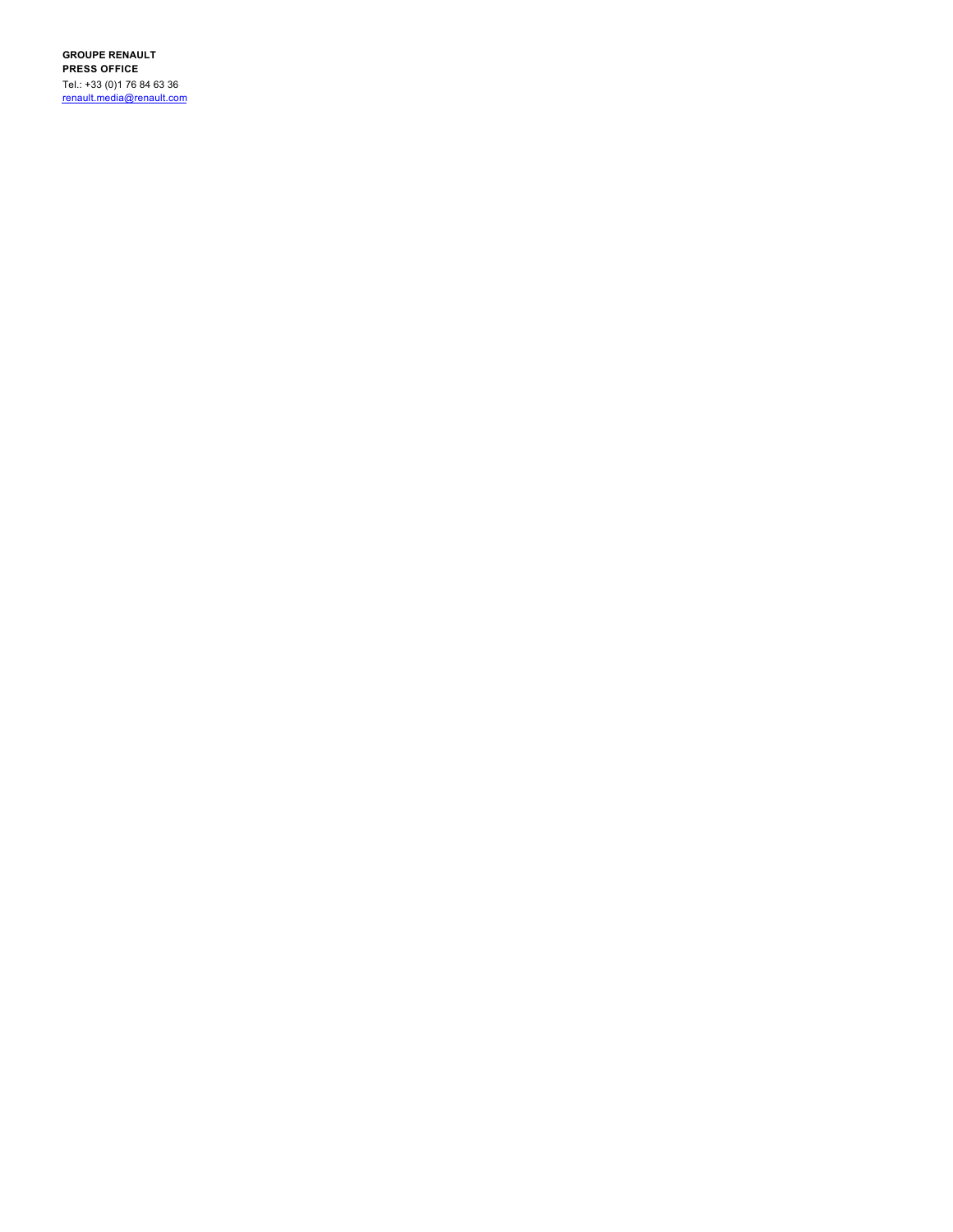**GROUPE RENAULT**
**PRESS OFFICE**
Tel.: +33 (0)1 76 84 63 36
renault.media@renault.com